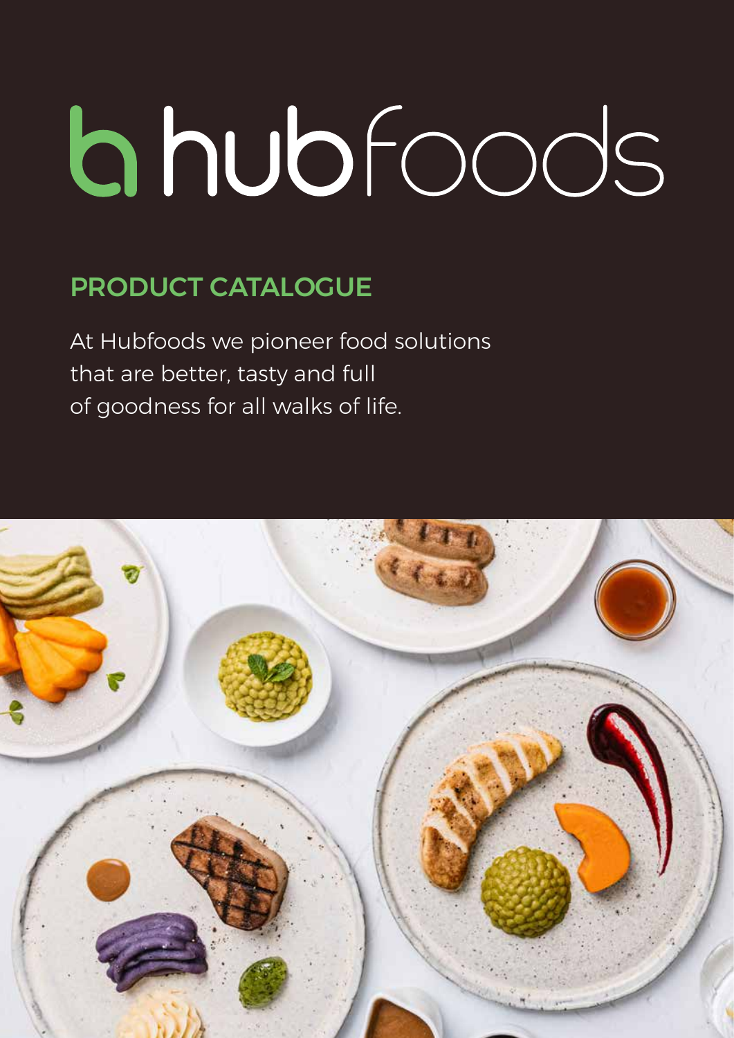# hubfoods

## PRODUCT CATALOGUE

At Hubfoods we pioneer food solutions that are better, tasty and full of goodness for all walks of life.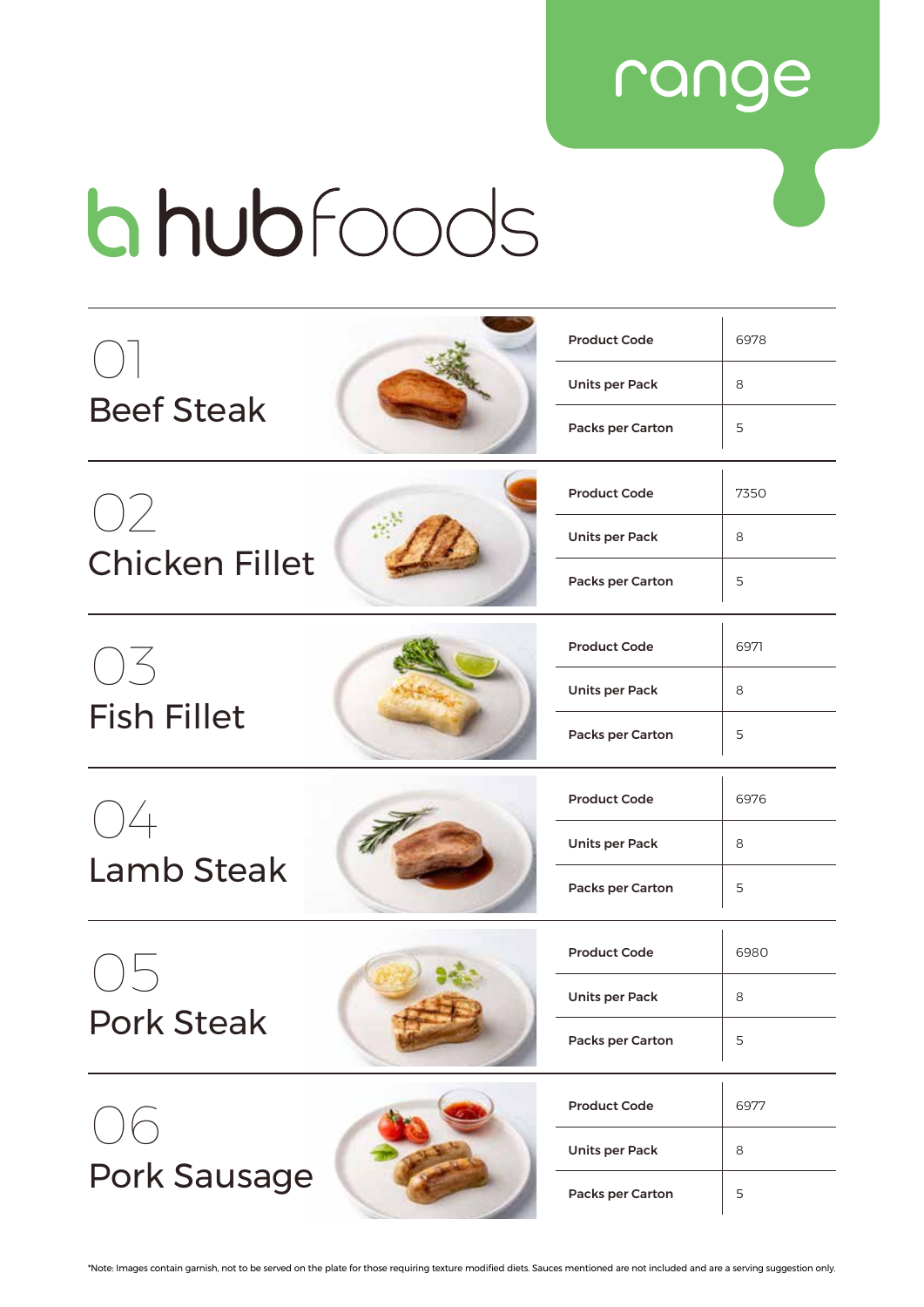range

# hubfoods

## 01 Beef Steak

| | |
|---|---|
| Product Code | 6978 |
| Units per Pack | 8 |
| Packs per Carton | 5 |

## 02 Chicken Fillet

| | |
|---|---|
| Product Code | 7350 |
| Units per Pack | 8 |
| Packs per Carton | 5 |

## 03 Fish Fillet

| | |
|---|---|
| Product Code | 6971 |
| Units per Pack | 8 |
| Packs per Carton | 5 |

## 04 Lamb Steak

| | |
|---|---|
| Product Code | 6976 |
| Units per Pack | 8 |
| Packs per Carton | 5 |

## 05 Pork Steak

| | |
|---|---|
| Product Code | 6980 |
| Units per Pack | 8 |
| Packs per Carton | 5 |

## 06 Pork Sausage

| | |
|---|---|
| Product Code | 6977 |
| Units per Pack | 8 |
| Packs per Carton | 5 |

*Note: Images contain garnish, not to be served on the plate for those requiring texture modified diets. Sauces mentioned are not included and are a serving suggestion only.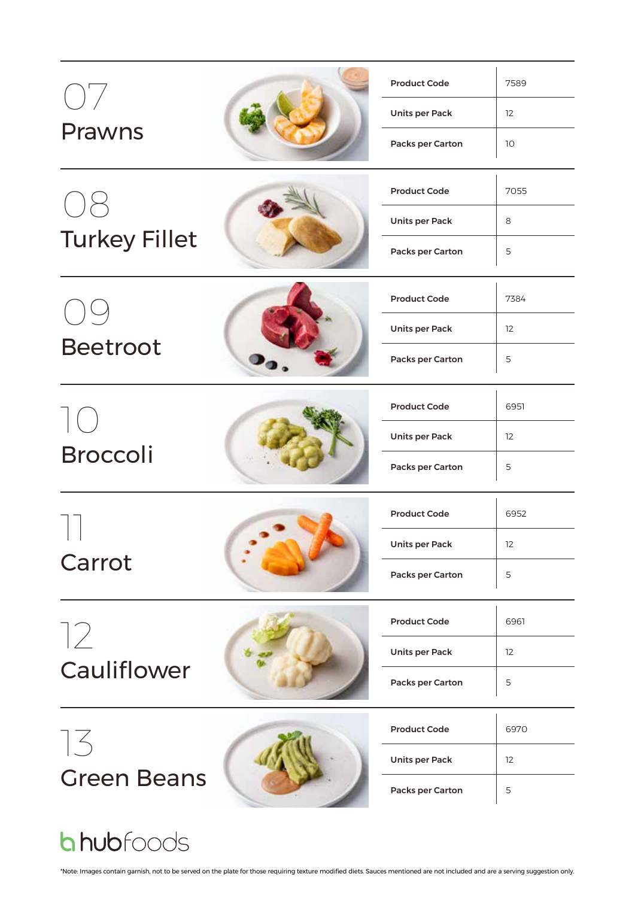## 07 Prawns

| Product Code | 7589 |
|---|---|
| Units per Pack | 12 |
| Packs per Carton | 10 |

## 08 Turkey Fillet

| Product Code | 7055 |
|---|---|
| Units per Pack | 8 |
| Packs per Carton | 5 |

## 09 Beetroot

| Product Code | 7384 |
|---|---|
| Units per Pack | 12 |
| Packs per Carton | 5 |

## 10 Broccoli

| Product Code | 6951 |
|---|---|
| Units per Pack | 12 |
| Packs per Carton | 5 |

## 11 Carrot

| Product Code | 6952 |
|---|---|
| Units per Pack | 12 |
| Packs per Carton | 5 |

## 12 Cauliflower

| Product Code | 6961 |
|---|---|
| Units per Pack | 12 |
| Packs per Carton | 5 |

## 13 Green Beans

| Product Code | 6970 |
|---|---|
| Units per Pack | 12 |
| Packs per Carton | 5 |

hubfoods

*Note: Images contain garnish, not to be served on the plate for those requiring texture modified diets. Sauces mentioned are not included and are a serving suggestion only.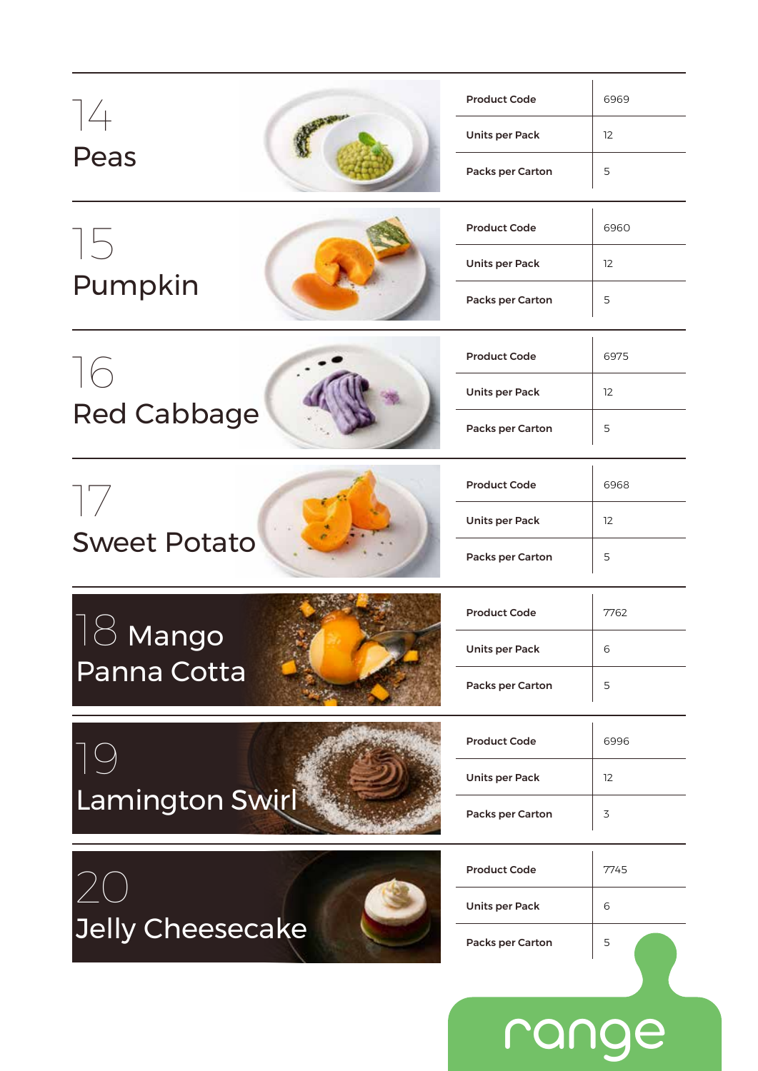## 14 Peas

| Product Code | 6969 |
| --- | --- |
| Units per Pack | 12 |
| Packs per Carton | 5 |

## 15 Pumpkin

| Product Code | 6960 |
| --- | --- |
| Units per Pack | 12 |
| Packs per Carton | 5 |

## 16 Red Cabbage

| Product Code | 6975 |
| --- | --- |
| Units per Pack | 12 |
| Packs per Carton | 5 |

## 17 Sweet Potato

| Product Code | 6968 |
| --- | --- |
| Units per Pack | 12 |
| Packs per Carton | 5 |

## 18 Mango Panna Cotta

| Product Code | 7762 |
| --- | --- |
| Units per Pack | 6 |
| Packs per Carton | 5 |

## 19 Lamington Swirl

| Product Code | 6996 |
| --- | --- |
| Units per Pack | 12 |
| Packs per Carton | 3 |

## 20 Jelly Cheesecake

| Product Code | 7745 |
| --- | --- |
| Units per Pack | 6 |
| Packs per Carton | 5 |

range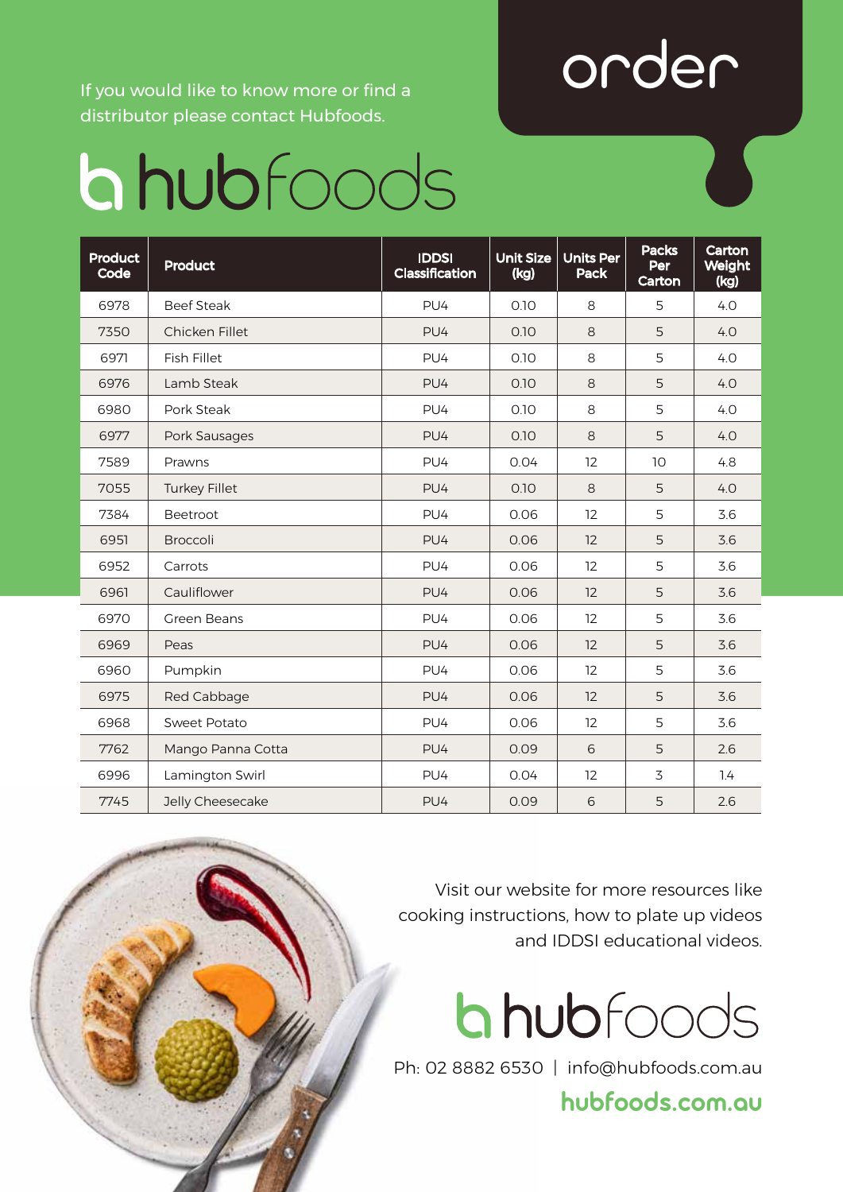If you would like to know more or find a distributor please contact Hubfoods.

# order

# hubfoods

| Product Code | Product | IDDSI Classification | Unit Size (kg) | Units Per Pack | Packs Per Carton | Carton Weight (kg) |
|---|---|---|---|---|---|---|
| 6978 | Beef Steak | PU4 | 0.10 | 8 | 5 | 4.0 |
| 7350 | Chicken Fillet | PU4 | 0.10 | 8 | 5 | 4.0 |
| 6971 | Fish Fillet | PU4 | 0.10 | 8 | 5 | 4.0 |
| 6976 | Lamb Steak | PU4 | 0.10 | 8 | 5 | 4.0 |
| 6980 | Pork Steak | PU4 | 0.10 | 8 | 5 | 4.0 |
| 6977 | Pork Sausages | PU4 | 0.10 | 8 | 5 | 4.0 |
| 7589 | Prawns | PU4 | 0.04 | 12 | 10 | 4.8 |
| 7055 | Turkey Fillet | PU4 | 0.10 | 8 | 5 | 4.0 |
| 7384 | Beetroot | PU4 | 0.06 | 12 | 5 | 3.6 |
| 6951 | Broccoli | PU4 | 0.06 | 12 | 5 | 3.6 |
| 6952 | Carrots | PU4 | 0.06 | 12 | 5 | 3.6 |
| 6961 | Cauliflower | PU4 | 0.06 | 12 | 5 | 3.6 |
| 6970 | Green Beans | PU4 | 0.06 | 12 | 5 | 3.6 |
| 6969 | Peas | PU4 | 0.06 | 12 | 5 | 3.6 |
| 6960 | Pumpkin | PU4 | 0.06 | 12 | 5 | 3.6 |
| 6975 | Red Cabbage | PU4 | 0.06 | 12 | 5 | 3.6 |
| 6968 | Sweet Potato | PU4 | 0.06 | 12 | 5 | 3.6 |
| 7762 | Mango Panna Cotta | PU4 | 0.09 | 6 | 5 | 2.6 |
| 6996 | Lamington Swirl | PU4 | 0.04 | 12 | 3 | 1.4 |
| 7745 | Jelly Cheesecake | PU4 | 0.09 | 6 | 5 | 2.6 |

Visit our website for more resources like cooking instructions, how to plate up videos and IDDSI educational videos.

**hubfoods**

Ph: 02 8882 6530 | info@hubfoods.com.au

**hubfoods.com.au**